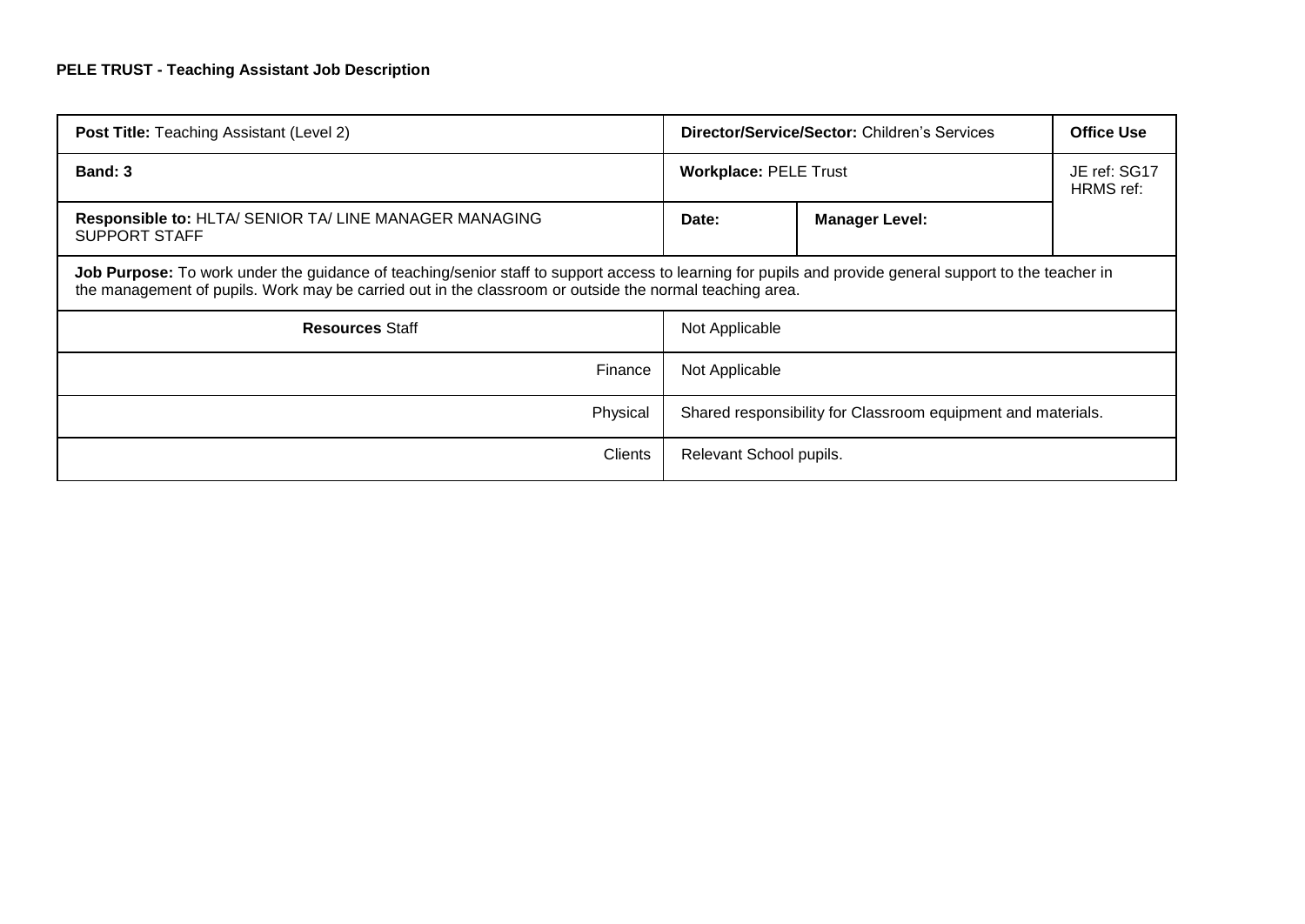**PELE TRUST - Teaching Assistant Job Description**

| **Post Title:** Teaching Assistant (Level 2) | **Director/Service/Sector:** Children's Services | | **Office Use** |
|---|---|---|---|
| **Band: 3** | **Workplace:** PELE Trust | | JE ref: SG17<br>HRMS ref: |
| **Responsible to:** HLTA/ SENIOR TA/ LINE MANAGER MANAGING SUPPORT STAFF | **Date:** | **Manager Level:** | |
| **Job Purpose:** To work under the guidance of teaching/senior staff to support access to learning for pupils and provide general support to the teacher in the management of pupils. Work may be carried out in the classroom or outside the normal teaching area. | | | |
| **Resources** Staff | Not Applicable | | |
| Finance | Not Applicable | | |
| Physical | Shared responsibility for Classroom equipment and materials. | | |
| Clients | Relevant School pupils. | | |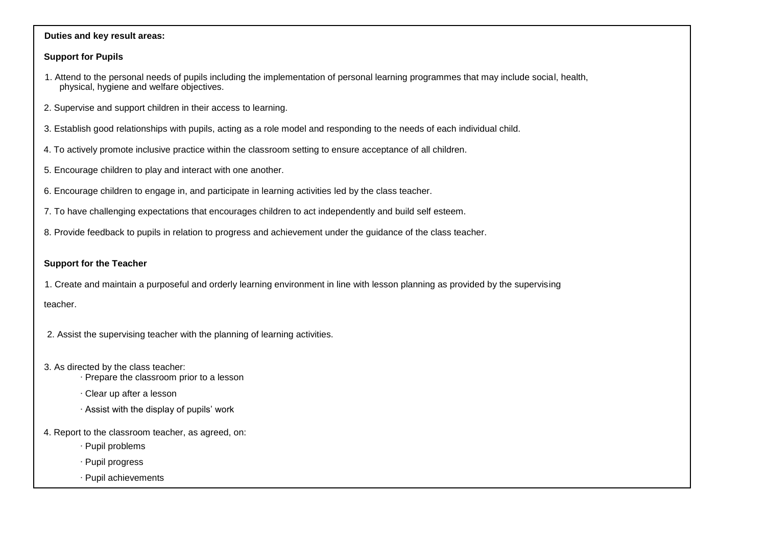**Duties and key result areas:**

**Support for Pupils**

1. Attend to the personal needs of pupils including the implementation of personal learning programmes that may include social, health, physical, hygiene and welfare objectives.

2. Supervise and support children in their access to learning.

3. Establish good relationships with pupils, acting as a role model and responding to the needs of each individual child.

4. To actively promote inclusive practice within the classroom setting to ensure acceptance of all children.

5. Encourage children to play and interact with one another.

6. Encourage children to engage in, and participate in learning activities led by the class teacher.

7. To have challenging expectations that encourages children to act independently and build self esteem.

8. Provide feedback to pupils in relation to progress and achievement under the guidance of the class teacher.

**Support for the Teacher**

1. Create and maintain a purposeful and orderly learning environment in line with lesson planning as provided by the supervising teacher.

2. Assist the supervising teacher with the planning of learning activities.

3. As directed by the class teacher:
   - Prepare the classroom prior to a lesson
   - Clear up after a lesson
   - Assist with the display of pupils' work

4. Report to the classroom teacher, as agreed, on:
   - Pupil problems
   - Pupil progress
   - Pupil achievements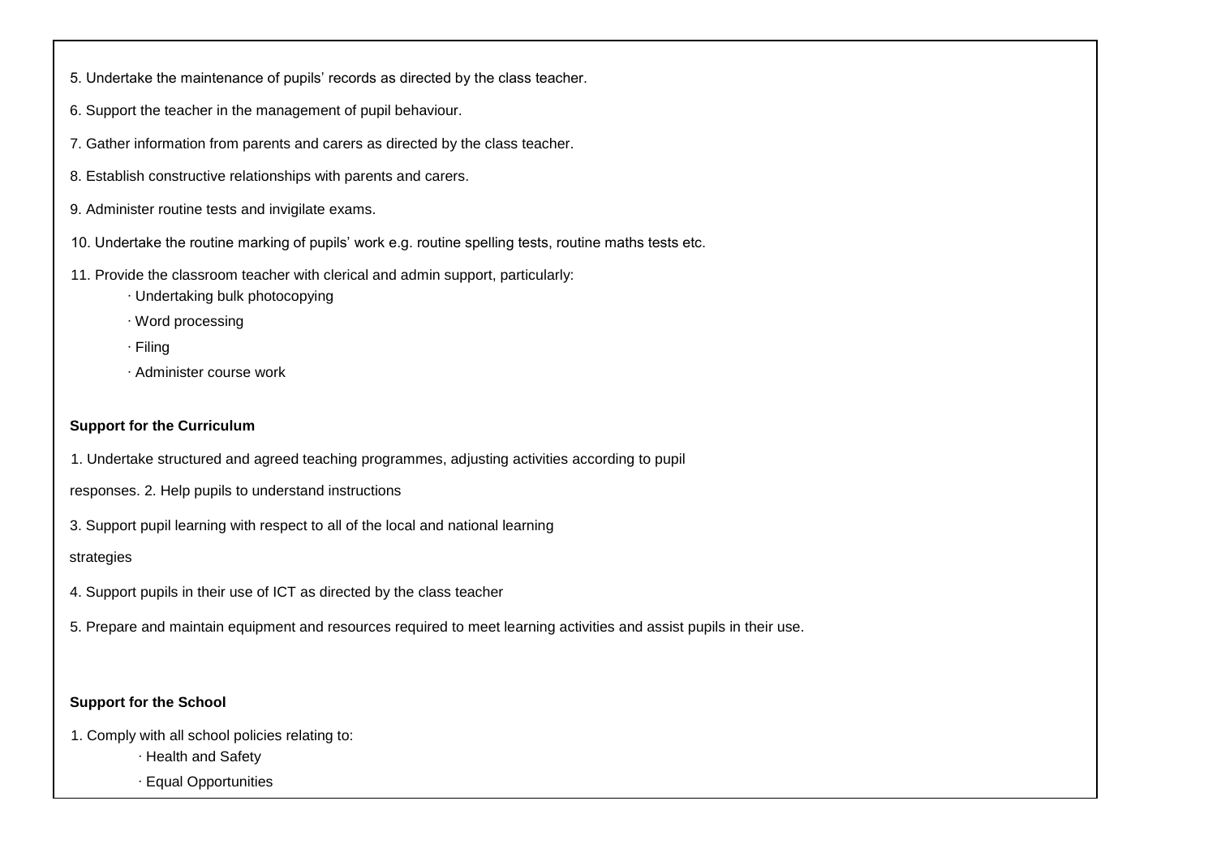5. Undertake the maintenance of pupils' records as directed by the class teacher.

6. Support the teacher in the management of pupil behaviour.

7. Gather information from parents and carers as directed by the class teacher.

8. Establish constructive relationships with parents and carers.

9. Administer routine tests and invigilate exams.

10. Undertake the routine marking of pupils' work e.g. routine spelling tests, routine maths tests etc.

11. Provide the classroom teacher with clerical and admin support, particularly:
    - Undertaking bulk photocopying
    - Word processing
    - Filing
    - Administer course work

**Support for the Curriculum**

1. Undertake structured and agreed teaching programmes, adjusting activities according to pupil

responses. 2. Help pupils to understand instructions

3. Support pupil learning with respect to all of the local and national learning

strategies

4. Support pupils in their use of ICT as directed by the class teacher

5. Prepare and maintain equipment and resources required to meet learning activities and assist pupils in their use.

**Support for the School**

1. Comply with all school policies relating to:
    - Health and Safety
    - Equal Opportunities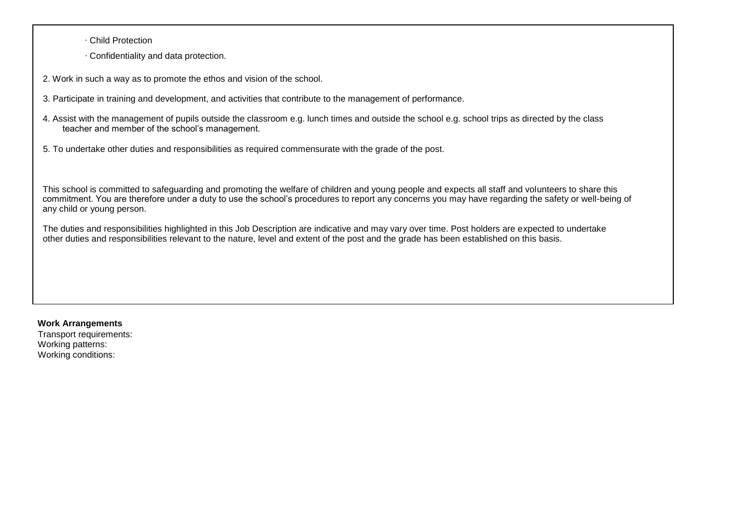- Child Protection
- Confidentiality and data protection.

2. Work in such a way as to promote the ethos and vision of the school.

3. Participate in training and development, and activities that contribute to the management of performance.

4. Assist with the management of pupils outside the classroom e.g. lunch times and outside the school e.g. school trips as directed by the class teacher and member of the school's management.

5. To undertake other duties and responsibilities as required commensurate with the grade of the post.

This school is committed to safeguarding and promoting the welfare of children and young people and expects all staff and volunteers to share this commitment. You are therefore under a duty to use the school's procedures to report any concerns you may have regarding the safety or well-being of any child or young person.

The duties and responsibilities highlighted in this Job Description are indicative and may vary over time. Post holders are expected to undertake other duties and responsibilities relevant to the nature, level and extent of the post and the grade has been established on this basis.

**Work Arrangements**

Transport requirements:
Working patterns:
Working conditions: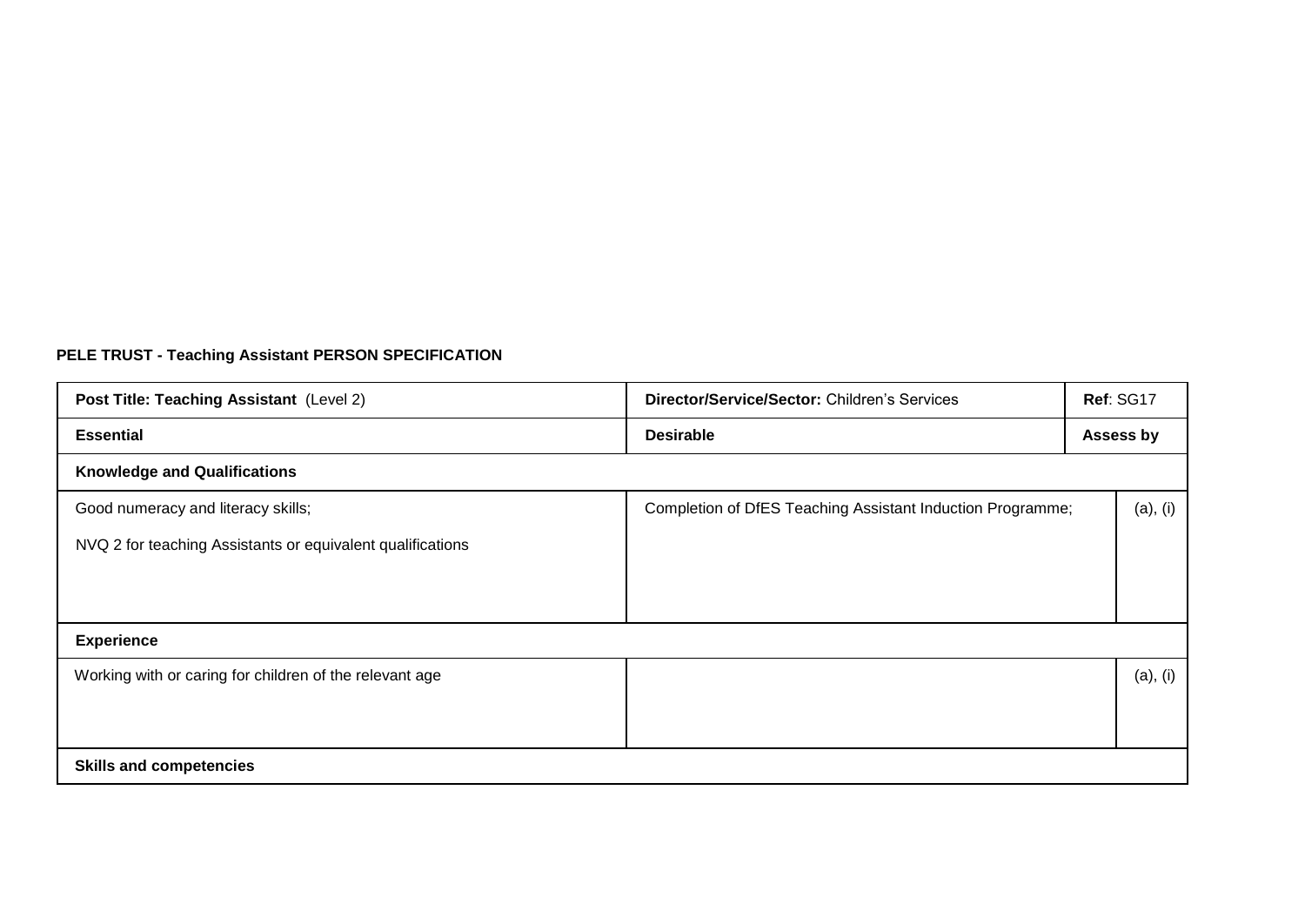**PELE TRUST - Teaching Assistant PERSON SPECIFICATION**

| **Post Title: Teaching Assistant** (Level 2) | **Director/Service/Sector:** Children's Services | **Ref**: SG17 |
|---|---|---|
| **Essential** | **Desirable** | **Assess by** |
| **Knowledge and Qualifications** | | |
| Good numeracy and literacy skills; <br> NVQ 2 for teaching Assistants or equivalent qualifications | Completion of DfES Teaching Assistant Induction Programme; | (a), (i) |
| **Experience** | | |
| Working with or caring for children of the relevant age | | (a), (i) |
| **Skills and competencies** | | |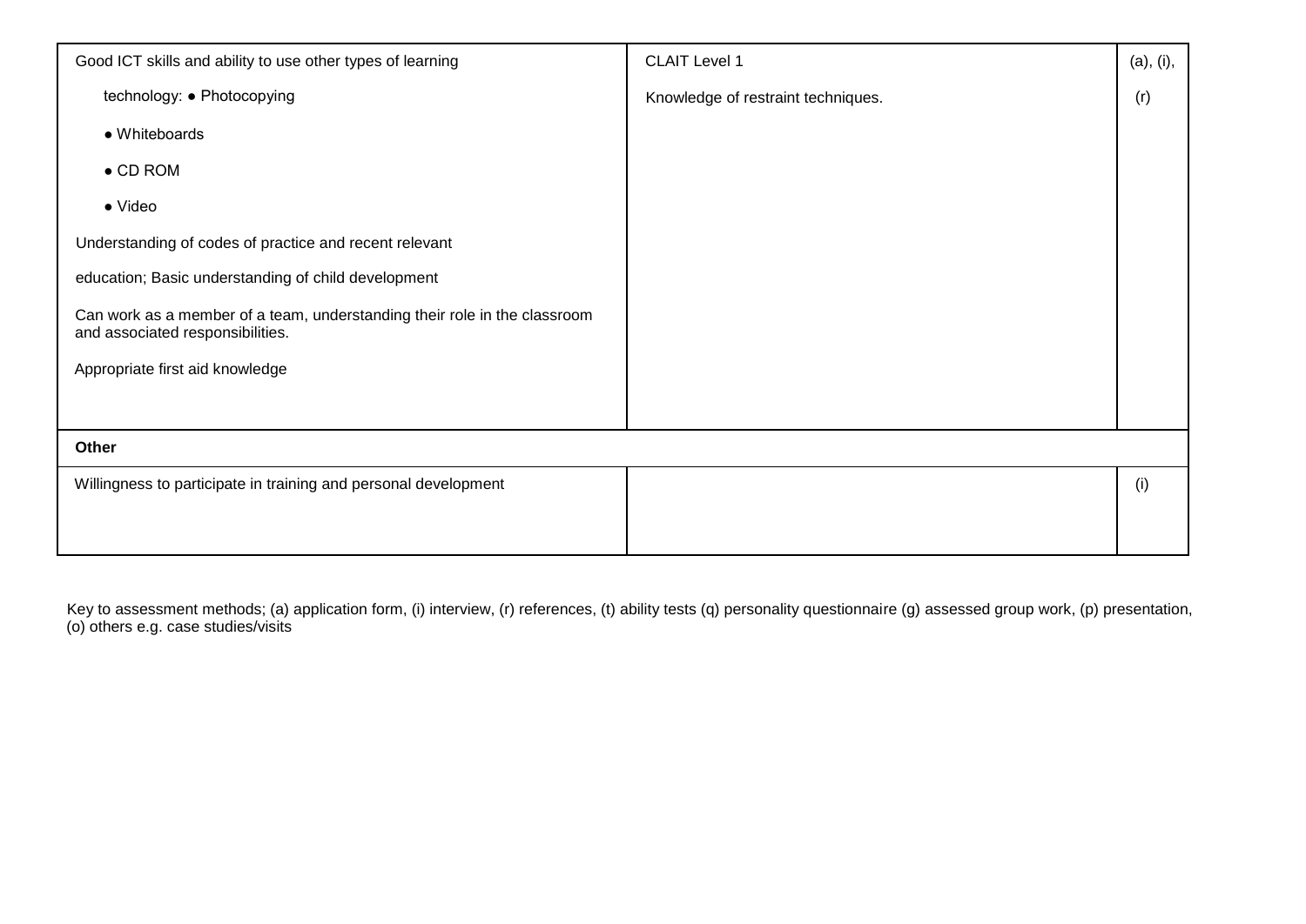| | | |
|---|---|---|
| Good ICT skills and ability to use other types of learning technology: • Photocopying<br>• Whiteboards<br>• CD ROM<br>• Video<br>Understanding of codes of practice and recent relevant education; Basic understanding of child development<br>Can work as a member of a team, understanding their role in the classroom and associated responsibilities.<br>Appropriate first aid knowledge | CLAIT Level 1<br>Knowledge of restraint techniques. | (a), (i), (r) |
| **Other** | | |
| Willingness to participate in training and personal development | | (i) |

Key to assessment methods; (a) application form, (i) interview, (r) references, (t) ability tests (q) personality questionnaire (g) assessed group work, (p) presentation, (o) others e.g. case studies/visits